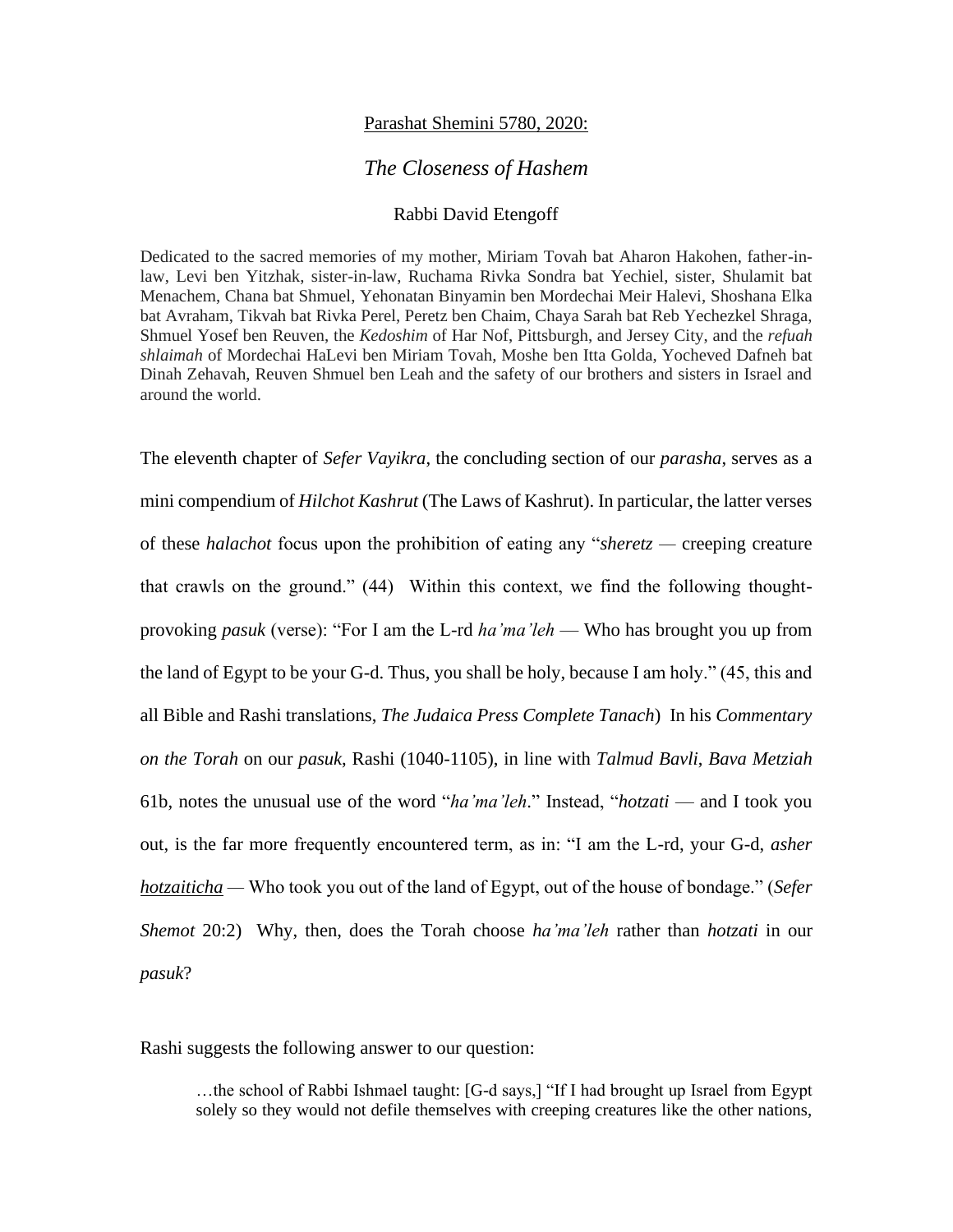<u>Parashat Shemini 5780, 2020:</u>

## *The Closeness of Hashem*

Rabbi David Etengoff

Dedicated to the sacred memories of my mother, Miriam Tovah bat Aharon Hakohen, father-in-law, Levi ben Yitzhak, sister-in-law, Ruchama Rivka Sondra bat Yechiel, sister, Shulamit bat Menachem, Chana bat Shmuel, Yehonatan Binyamin ben Mordechai Meir Halevi, Shoshana Elka bat Avraham, Tikvah bat Rivka Perel, Peretz ben Chaim, Chaya Sarah bat Reb Yechezkel Shraga, Shmuel Yosef ben Reuven, the *Kedoshim* of Har Nof, Pittsburgh, and Jersey City, and the *refuah shlaimah* of Mordechai HaLevi ben Miriam Tovah, Moshe ben Itta Golda, Yocheved Dafneh bat Dinah Zehavah, Reuven Shmuel ben Leah and the safety of our brothers and sisters in Israel and around the world.

The eleventh chapter of *Sefer Vayikra*, the concluding section of our *parasha*, serves as a mini compendium of *Hilchot Kashrut* (The Laws of Kashrut). In particular, the latter verses of these *halachot* focus upon the prohibition of eating any "*sheretz* — creeping creature that crawls on the ground." (44) Within this context, we find the following thought-provoking *pasuk* (verse): "For I am the L-rd *ha'ma'leh* — Who has brought you up from the land of Egypt to be your G-d. Thus, you shall be holy, because I am holy." (45, this and all Bible and Rashi translations, *The Judaica Press Complete Tanach*) In his *Commentary on the Torah* on our *pasuk*, Rashi (1040-1105), in line with *Talmud Bavli*, *Bava Metziah* 61b, notes the unusual use of the word "*ha'ma'leh*." Instead, "*hotzati* — and I took you out, is the far more frequently encountered term, as in: "I am the L-rd, your G-d, *asher <u>hotzaiticha</u>* — Who took you out of the land of Egypt, out of the house of bondage." (*Sefer Shemot* 20:2) Why, then, does the Torah choose *ha'ma'leh* rather than *hotzati* in our *pasuk*?

Rashi suggests the following answer to our question:

> …the school of Rabbi Ishmael taught: [G-d says,] "If I had brought up Israel from Egypt solely so they would not defile themselves with creeping creatures like the other nations,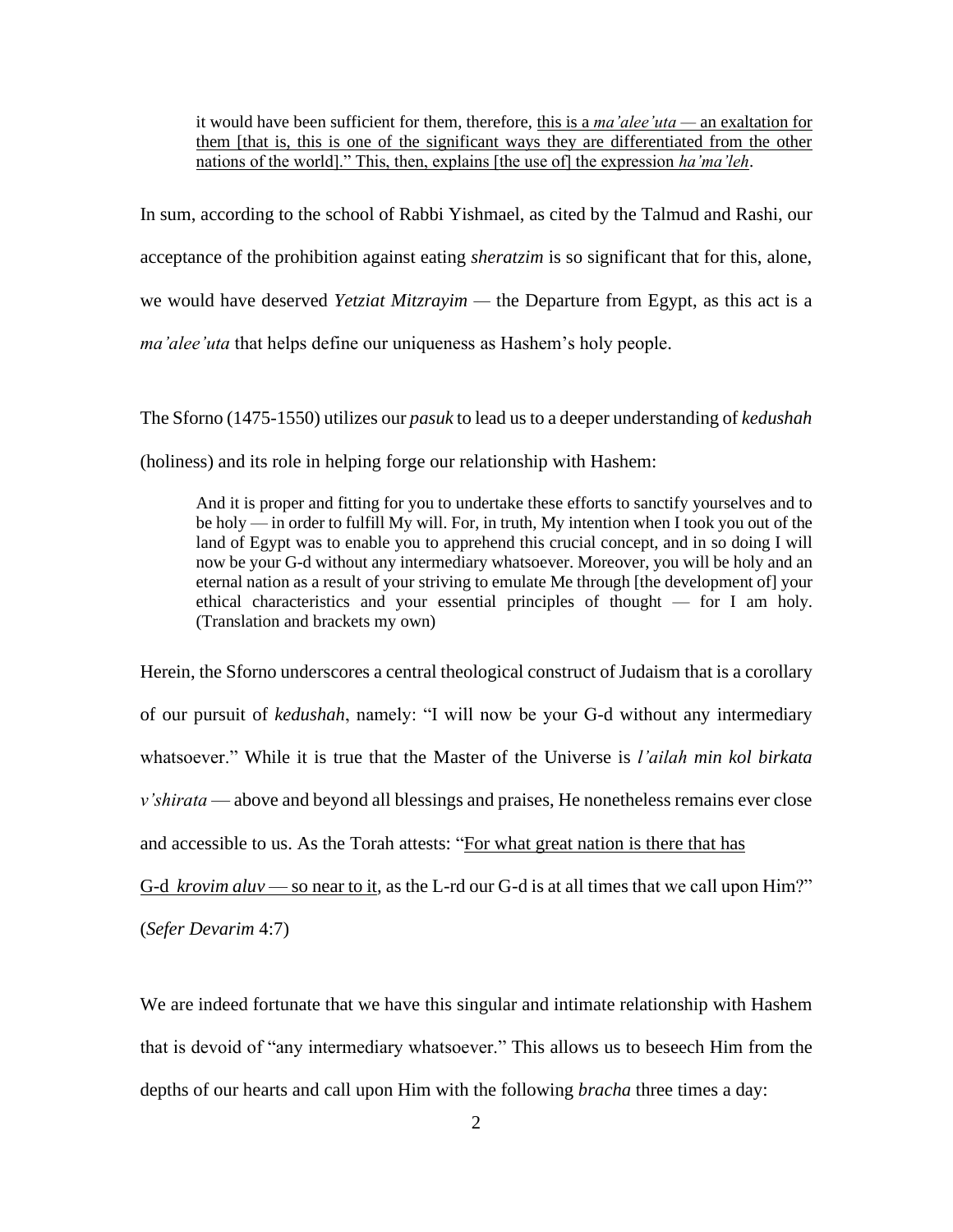> it would have been sufficient for them, therefore, <u>this is a *ma'alee'uta* — an exaltation for them [that is, this is one of the significant ways they are differentiated from the other nations of the world].</u>" This, then, explains [the use of] the expression *ha'ma'leh*.

In sum, according to the school of Rabbi Yishmael, as cited by the Talmud and Rashi, our acceptance of the prohibition against eating *sheratzim* is so significant that for this, alone, we would have deserved *Yetziat Mitzrayim* — the Departure from Egypt, as this act is a *ma'alee'uta* that helps define our uniqueness as Hashem's holy people.

The Sforno (1475-1550) utilizes our *pasuk* to lead us to a deeper understanding of *kedushah* (holiness) and its role in helping forge our relationship with Hashem:

> And it is proper and fitting for you to undertake these efforts to sanctify yourselves and to be holy — in order to fulfill My will. For, in truth, My intention when I took you out of the land of Egypt was to enable you to apprehend this crucial concept, and in so doing I will now be your G-d without any intermediary whatsoever. Moreover, you will be holy and an eternal nation as a result of your striving to emulate Me through [the development of] your ethical characteristics and your essential principles of thought — for I am holy. (Translation and brackets my own)

Herein, the Sforno underscores a central theological construct of Judaism that is a corollary of our pursuit of *kedushah*, namely: "I will now be your G-d without any intermediary whatsoever." While it is true that the Master of the Universe is *l'ailah min kol birkata v'shirata* — above and beyond all blessings and praises, He nonetheless remains ever close and accessible to us. As the Torah attests: "<u>For what great nation is there that has G-d *krovim aluv* — so near to it</u>, as the L-rd our G-d is at all times that we call upon Him?" (*Sefer Devarim* 4:7)

We are indeed fortunate that we have this singular and intimate relationship with Hashem that is devoid of "any intermediary whatsoever." This allows us to beseech Him from the depths of our hearts and call upon Him with the following *bracha* three times a day: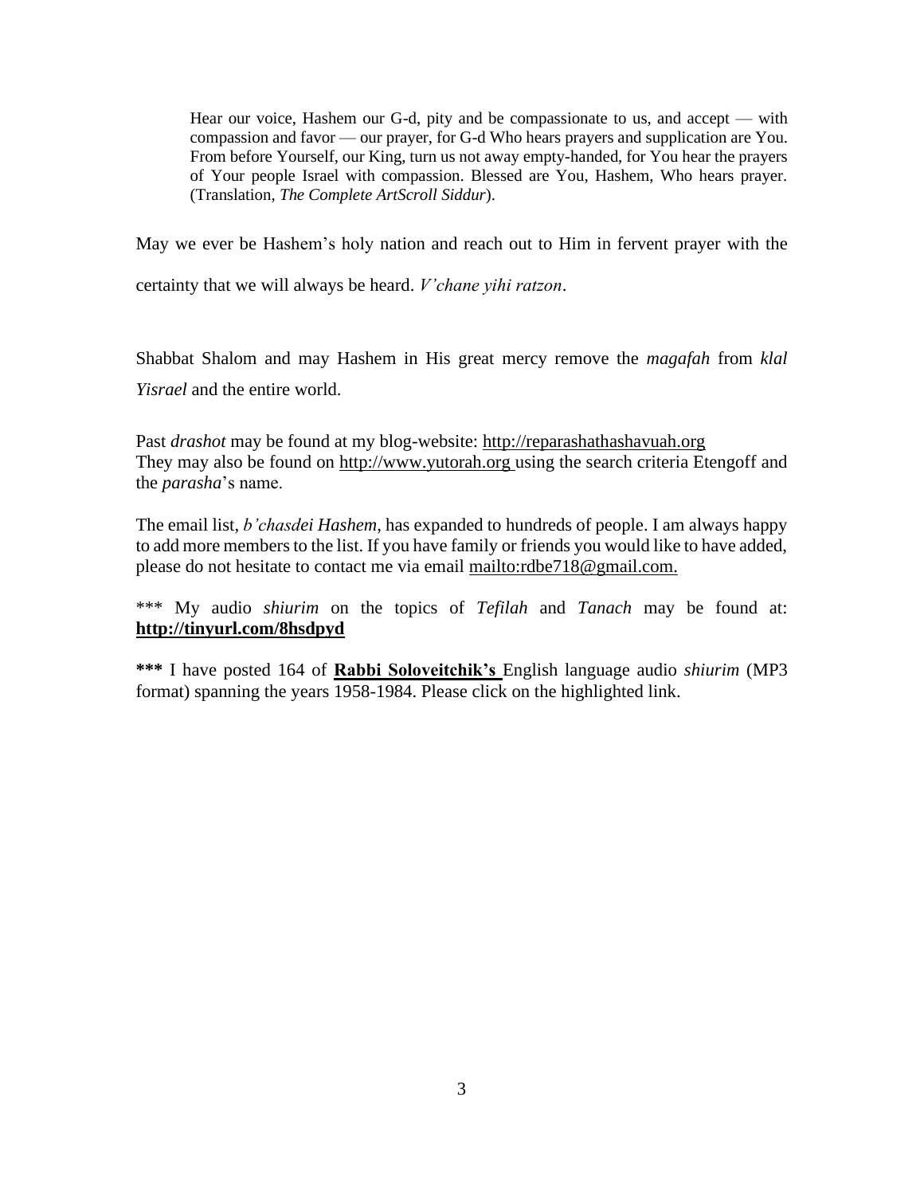> Hear our voice, Hashem our G-d, pity and be compassionate to us, and accept — with compassion and favor — our prayer, for G-d Who hears prayers and supplication are You. From before Yourself, our King, turn us not away empty-handed, for You hear the prayers of Your people Israel with compassion. Blessed are You, Hashem, Who hears prayer. (Translation, *The Complete ArtScroll Siddur*).

May we ever be Hashem's holy nation and reach out to Him in fervent prayer with the certainty that we will always be heard. *V'chane yihi ratzon*.

Shabbat Shalom and may Hashem in His great mercy remove the *magafah* from *klal Yisrael* and the entire world.

Past *drashot* may be found at my blog-website: http://reparashathashavuah.org
They may also be found on http://www.yutorah.org using the search criteria Etengoff and the *parasha*'s name.

The email list, *b'chasdei Hashem*, has expanded to hundreds of people. I am always happy to add more members to the list. If you have family or friends you would like to have added, please do not hesitate to contact me via email mailto:rdbe718@gmail.com.

*** My audio *shiurim* on the topics of *Tefilah* and *Tanach* may be found at: **http://tinyurl.com/8hsdpyd**

**\*\*\*** I have posted 164 of **Rabbi Soloveitchik's** English language audio *shiurim* (MP3 format) spanning the years 1958-1984. Please click on the highlighted link.